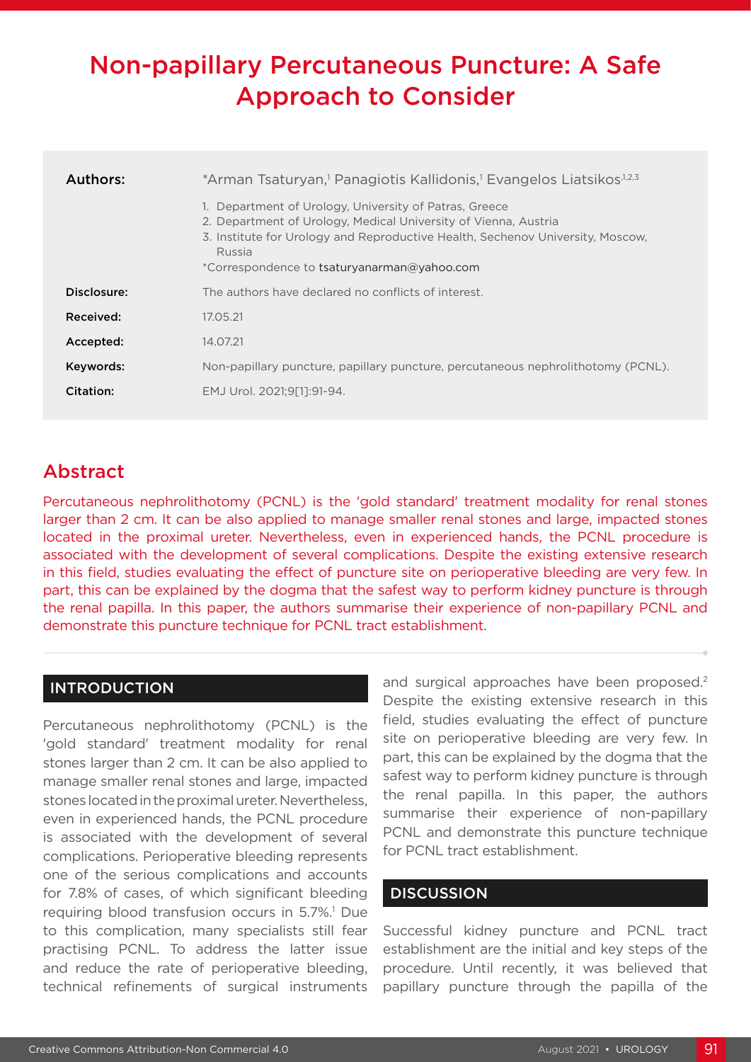# Non-papillary Percutaneous Puncture: A Safe Approach to Consider

| | |
|---|---|
| **Authors:** | *Arman Tsaturyan,[1] Panagiotis Kallidonis,[1] Evangelos Liatsikos[1,2,3] |
| | 1. Department of Urology, University of Patras, Greece<br>2. Department of Urology, Medical University of Vienna, Austria<br>3. Institute for Urology and Reproductive Health, Sechenov University, Moscow, Russia<br>*Correspondence to tsaturyanarman@yahoo.com |
| **Disclosure:** | The authors have declared no conflicts of interest. |
| **Received:** | 17.05.21 |
| **Accepted:** | 14.07.21 |
| **Keywords:** | Non-papillary puncture, papillary puncture, percutaneous nephrolithotomy (PCNL). |
| **Citation:** | EMJ Urol. 2021;9[1]:91-94. |

## Abstract

Percutaneous nephrolithotomy (PCNL) is the 'gold standard' treatment modality for renal stones larger than 2 cm. It can be also applied to manage smaller renal stones and large, impacted stones located in the proximal ureter. Nevertheless, even in experienced hands, the PCNL procedure is associated with the development of several complications. Despite the existing extensive research in this field, studies evaluating the effect of puncture site on perioperative bleeding are very few. In part, this can be explained by the dogma that the safest way to perform kidney puncture is through the renal papilla. In this paper, the authors summarise their experience of non-papillary PCNL and demonstrate this puncture technique for PCNL tract establishment.

## INTRODUCTION

Percutaneous nephrolithotomy (PCNL) is the 'gold standard' treatment modality for renal stones larger than 2 cm. It can be also applied to manage smaller renal stones and large, impacted stones located in the proximal ureter. Nevertheless, even in experienced hands, the PCNL procedure is associated with the development of several complications. Perioperative bleeding represents one of the serious complications and accounts for 7.8% of cases, of which significant bleeding requiring blood transfusion occurs in 5.7%.[1] Due to this complication, many specialists still fear practising PCNL. To address the latter issue and reduce the rate of perioperative bleeding, technical refinements of surgical instruments and surgical approaches have been proposed.[2] Despite the existing extensive research in this field, studies evaluating the effect of puncture site on perioperative bleeding are very few. In part, this can be explained by the dogma that the safest way to perform kidney puncture is through the renal papilla. In this paper, the authors summarise their experience of non-papillary PCNL and demonstrate this puncture technique for PCNL tract establishment.

## DISCUSSION

Successful kidney puncture and PCNL tract establishment are the initial and key steps of the procedure. Until recently, it was believed that papillary puncture through the papilla of the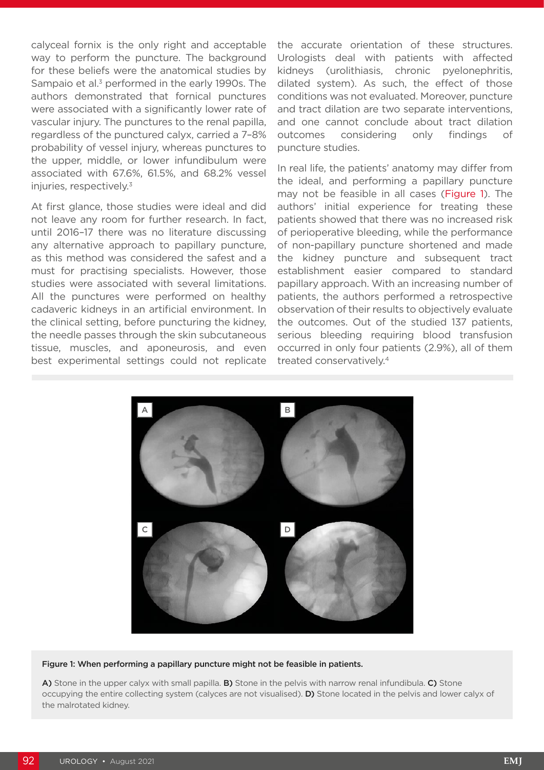calyceal fornix is the only right and acceptable way to perform the puncture. The background for these beliefs were the anatomical studies by Sampaio et al.[3] performed in the early 1990s. The authors demonstrated that fornical punctures were associated with a significantly lower rate of vascular injury. The punctures to the renal papilla, regardless of the punctured calyx, carried a 7–8% probability of vessel injury, whereas punctures to the upper, middle, or lower infundibulum were associated with 67.6%, 61.5%, and 68.2% vessel injuries, respectively.[3]

At first glance, those studies were ideal and did not leave any room for further research. In fact, until 2016–17 there was no literature discussing any alternative approach to papillary puncture, as this method was considered the safest and a must for practising specialists. However, those studies were associated with several limitations. All the punctures were performed on healthy cadaveric kidneys in an artificial environment. In the clinical setting, before puncturing the kidney, the needle passes through the skin subcutaneous tissue, muscles, and aponeurosis, and even best experimental settings could not replicate the accurate orientation of these structures. Urologists deal with patients with affected kidneys (urolithiasis, chronic pyelonephritis, dilated system). As such, the effect of those conditions was not evaluated. Moreover, puncture and tract dilation are two separate interventions, and one cannot conclude about tract dilation outcomes considering only findings of puncture studies.

In real life, the patients' anatomy may differ from the ideal, and performing a papillary puncture may not be feasible in all cases (Figure 1). The authors' initial experience for treating these patients showed that there was no increased risk of perioperative bleeding, while the performance of non-papillary puncture shortened and made the kidney puncture and subsequent tract establishment easier compared to standard papillary approach. With an increasing number of patients, the authors performed a retrospective observation of their results to objectively evaluate the outcomes. Out of the studied 137 patients, serious bleeding requiring blood transfusion occurred in only four patients (2.9%), all of them treated conservatively.[4]

**Figure 1: When performing a papillary puncture might not be feasible in patients.**

**A)** Stone in the upper calyx with small papilla. **B)** Stone in the pelvis with narrow renal infundibula. **C)** Stone occupying the entire collecting system (calyces are not visualised). **D)** Stone located in the pelvis and lower calyx of the malrotated kidney.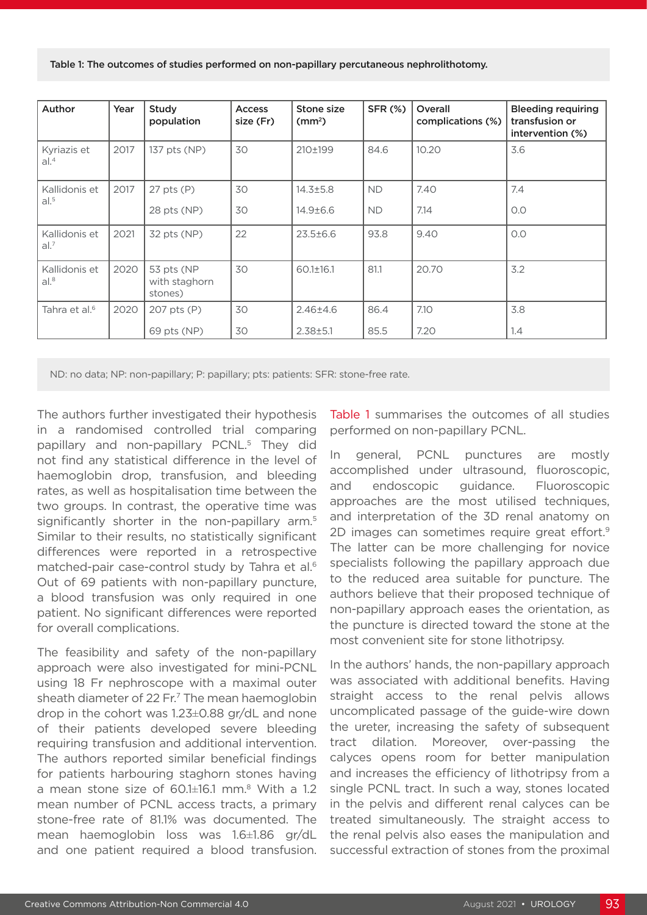Table 1: The outcomes of studies performed on non-papillary percutaneous nephrolithotomy.

| Author | Year | Study population | Access size (Fr) | Stone size (mm²) | SFR (%) | Overall complications (%) | Bleeding requiring transfusion or intervention (%) |
|---|---|---|---|---|---|---|---|
| Kyriazis et al.[4] | 2017 | 137 pts (NP) | 30 | 210±199 | 84.6 | 10.20 | 3.6 |
| Kallidonis et al.[5] | 2017 | 27 pts (P) | 30 | 14.3±5.8 | ND | 7.40 | 7.4 |
| | | 28 pts (NP) | 30 | 14.9±6.6 | ND | 7.14 | 0.0 |
| Kallidonis et al.[7] | 2021 | 32 pts (NP) | 22 | 23.5±6.6 | 93.8 | 9.40 | 0.0 |
| Kallidonis et al.[8] | 2020 | 53 pts (NP with staghorn stones) | 30 | 60.1±16.1 | 81.1 | 20.70 | 3.2 |
| Tahra et al.[6] | 2020 | 207 pts (P) | 30 | 2.46±4.6 | 86.4 | 7.10 | 3.8 |
| | | 69 pts (NP) | 30 | 2.38±5.1 | 85.5 | 7.20 | 1.4 |

ND: no data; NP: non-papillary; P: papillary; pts: patients: SFR: stone-free rate.

The authors further investigated their hypothesis in a randomised controlled trial comparing papillary and non-papillary PCNL.[5] They did not find any statistical difference in the level of haemoglobin drop, transfusion, and bleeding rates, as well as hospitalisation time between the two groups. In contrast, the operative time was significantly shorter in the non-papillary arm.[5] Similar to their results, no statistically significant differences were reported in a retrospective matched-pair case-control study by Tahra et al.[6] Out of 69 patients with non-papillary puncture, a blood transfusion was only required in one patient. No significant differences were reported for overall complications.

The feasibility and safety of the non-papillary approach were also investigated for mini-PCNL using 18 Fr nephroscope with a maximal outer sheath diameter of 22 Fr.[7] The mean haemoglobin drop in the cohort was 1.23±0.88 gr/dL and none of their patients developed severe bleeding requiring transfusion and additional intervention. The authors reported similar beneficial findings for patients harbouring staghorn stones having a mean stone size of 60.1±16.1 mm.[8] With a 1.2 mean number of PCNL access tracts, a primary stone-free rate of 81.1% was documented. The mean haemoglobin loss was 1.6±1.86 gr/dL and one patient required a blood transfusion. Table 1 summarises the outcomes of all studies performed on non-papillary PCNL.

In general, PCNL punctures are mostly accomplished under ultrasound, fluoroscopic, and endoscopic guidance. Fluoroscopic approaches are the most utilised techniques, and interpretation of the 3D renal anatomy on 2D images can sometimes require great effort.[9] The latter can be more challenging for novice specialists following the papillary approach due to the reduced area suitable for puncture. The authors believe that their proposed technique of non-papillary approach eases the orientation, as the puncture is directed toward the stone at the most convenient site for stone lithotripsy.

In the authors' hands, the non-papillary approach was associated with additional benefits. Having straight access to the renal pelvis allows uncomplicated passage of the guide-wire down the ureter, increasing the safety of subsequent tract dilation. Moreover, over-passing the calyces opens room for better manipulation and increases the efficiency of lithotripsy from a single PCNL tract. In such a way, stones located in the pelvis and different renal calyces can be treated simultaneously. The straight access to the renal pelvis also eases the manipulation and successful extraction of stones from the proximal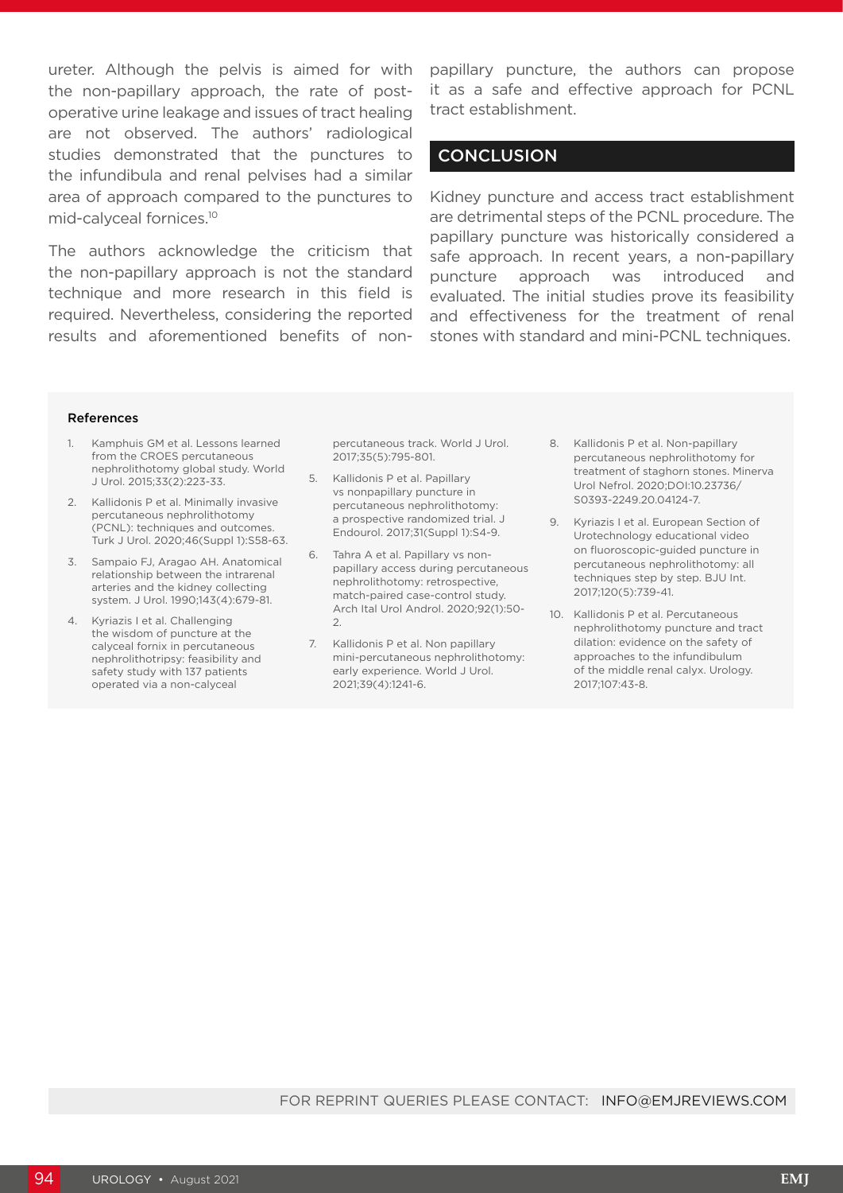ureter. Although the pelvis is aimed for with the non-papillary approach, the rate of post-operative urine leakage and issues of tract healing are not observed. The authors' radiological studies demonstrated that the punctures to the infundibula and renal pelvises had a similar area of approach compared to the punctures to mid-calyceal fornices.[10]

The authors acknowledge the criticism that the non-papillary approach is not the standard technique and more research in this field is required. Nevertheless, considering the reported results and aforementioned benefits of non-papillary puncture, the authors can propose it as a safe and effective approach for PCNL tract establishment.

## CONCLUSION

Kidney puncture and access tract establishment are detrimental steps of the PCNL procedure. The papillary puncture was historically considered a safe approach. In recent years, a non-papillary puncture approach was introduced and evaluated. The initial studies prove its feasibility and effectiveness for the treatment of renal stones with standard and mini-PCNL techniques.

### References

1. Kamphuis GM et al. Lessons learned from the CROES percutaneous nephrolithotomy global study. World J Urol. 2015;33(2):223-33.
2. Kallidonis P et al. Minimally invasive percutaneous nephrolithotomy (PCNL): techniques and outcomes. Turk J Urol. 2020;46(Suppl 1):S58-63.
3. Sampaio FJ, Aragao AH. Anatomical relationship between the intrarenal arteries and the kidney collecting system. J Urol. 1990;143(4):679-81.
4. Kyriazis I et al. Challenging the wisdom of puncture at the calyceal fornix in percutaneous nephrolithotripsy: feasibility and safety study with 137 patients operated via a non-calyceal percutaneous track. World J Urol. 2017;35(5):795-801.
5. Kallidonis P et al. Papillary vs nonpapillary puncture in percutaneous nephrolithotomy: a prospective randomized trial. J Endourol. 2017;31(Suppl 1):S4-9.
6. Tahra A et al. Papillary vs non-papillary access during percutaneous nephrolithotomy: retrospective, match-paired case-control study. Arch Ital Urol Androl. 2020;92(1):50-2.
7. Kallidonis P et al. Non papillary mini-percutaneous nephrolithotomy: early experience. World J Urol. 2021;39(4):1241-6.
8. Kallidonis P et al. Non-papillary percutaneous nephrolithotomy for treatment of staghorn stones. Minerva Urol Nefrol. 2020;DOI:10.23736/S0393-2249.20.04124-7.
9. Kyriazis I et al. European Section of Urotechnology educational video on fluoroscopic-guided puncture in percutaneous nephrolithotomy: all techniques step by step. BJU Int. 2017;120(5):739-41.
10. Kallidonis P et al. Percutaneous nephrolithotomy puncture and tract dilation: evidence on the safety of approaches to the infundibulum of the middle renal calyx. Urology. 2017;107:43-8.